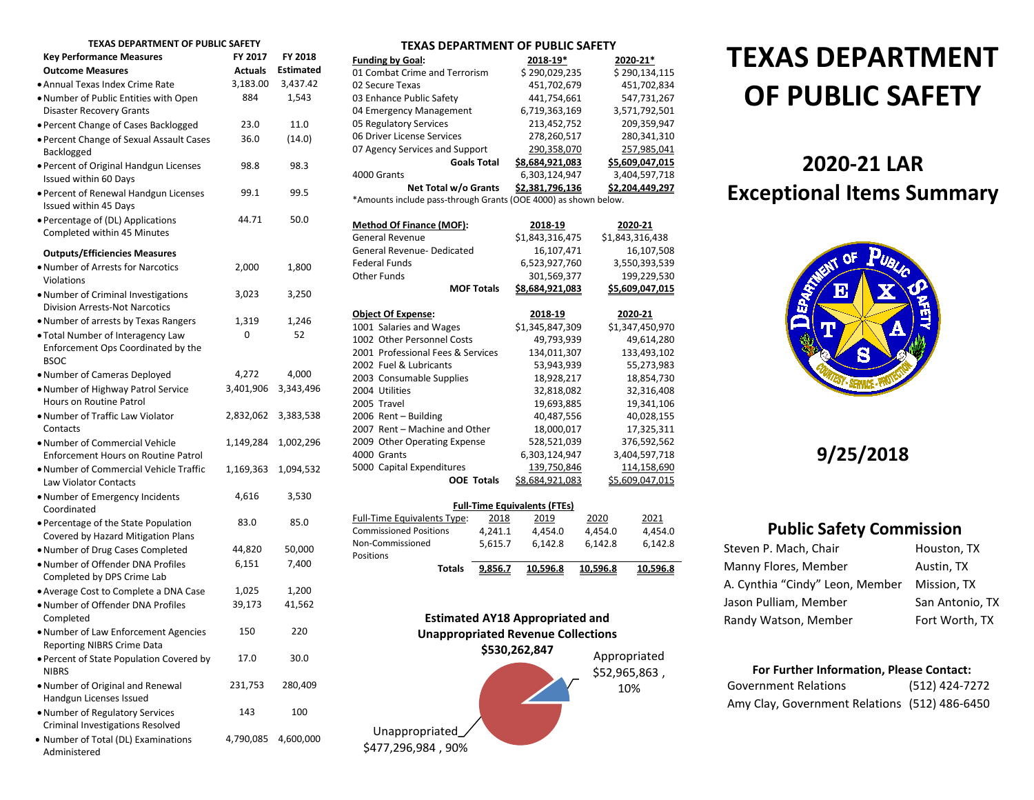# TEXAS DEPARTMENT OF PUBLIC SAFETY

## 2020-21 LAR Exceptional Items Summary

## 9/25/2018

### Public Safety Commission

| | |
|---|---|
| Steven P. Mach, Chair | Houston, TX |
| Manny Flores, Member | Austin, TX |
| A. Cynthia "Cindy" Leon, Member | Mission, TX |
| Jason Pulliam, Member | San Antonio, TX |
| Randy Watson, Member | Fort Worth, TX |

**For Further Information, Please Contact:**

| | |
|---|---|
| Government Relations | (512) 424-7272 |
| Amy Clay, Government Relations | (512) 486-6450 |

**TEXAS DEPARTMENT OF PUBLIC SAFETY**

| Key Performance Measures | FY 2017 Actuals | FY 2018 Estimated |
|---|---|---|
| **Outcome Measures** | | |
| • Annual Texas Index Crime Rate | 3,183.00 | 3,437.42 |
| • Number of Public Entities with Open Disaster Recovery Grants | 884 | 1,543 |
| • Percent Change of Cases Backlogged | 23.0 | 11.0 |
| • Percent Change of Sexual Assault Cases Backlogged | 36.0 | (14.0) |
| • Percent of Original Handgun Licenses Issued within 60 Days | 98.8 | 98.3 |
| • Percent of Renewal Handgun Licenses Issued within 45 Days | 99.1 | 99.5 |
| • Percentage of (DL) Applications Completed within 45 Minutes | 44.71 | 50.0 |
| **Outputs/Efficiencies Measures** | | |
| • Number of Arrests for Narcotics Violations | 2,000 | 1,800 |
| • Number of Criminal Investigations Division Arrests-Not Narcotics | 3,023 | 3,250 |
| • Number of arrests by Texas Rangers | 1,319 | 1,246 |
| • Total Number of Interagency Law Enforcement Ops Coordinated by the BSOC | 0 | 52 |
| • Number of Cameras Deployed | 4,272 | 4,000 |
| • Number of Highway Patrol Service Hours on Routine Patrol | 3,401,906 | 3,343,496 |
| • Number of Traffic Law Violator Contacts | 2,832,062 | 3,383,538 |
| • Number of Commercial Vehicle Enforcement Hours on Routine Patrol | 1,149,284 | 1,002,296 |
| • Number of Commercial Vehicle Traffic Law Violator Contacts | 1,169,363 | 1,094,532 |
| • Number of Emergency Incidents Coordinated | 4,616 | 3,530 |
| • Percentage of the State Population Covered by Hazard Mitigation Plans | 83.0 | 85.0 |
| • Number of Drug Cases Completed | 44,820 | 50,000 |
| • Number of Offender DNA Profiles Completed by DPS Crime Lab | 6,151 | 7,400 |
| • Average Cost to Complete a DNA Case | 1,025 | 1,200 |
| • Number of Offender DNA Profiles Completed | 39,173 | 41,562 |
| • Number of Law Enforcement Agencies Reporting NIBRS Crime Data | 150 | 220 |
| • Percent of State Population Covered by NIBRS | 17.0 | 30.0 |
| • Number of Original and Renewal Handgun Licenses Issued | 231,753 | 280,409 |
| • Number of Regulatory Services Criminal Investigations Resolved | 143 | 100 |
| • Number of Total (DL) Examinations Administered | 4,790,085 | 4,600,000 |

**TEXAS DEPARTMENT OF PUBLIC SAFETY**

| Funding by Goal: | 2018-19* | 2020-21* |
|---|---|---|
| 01 Combat Crime and Terrorism | $ 290,029,235 | $ 290,134,115 |
| 02 Secure Texas | 451,702,679 | 451,702,834 |
| 03 Enhance Public Safety | 441,754,661 | 547,731,267 |
| 04 Emergency Management | 6,719,363,169 | 3,571,792,501 |
| 05 Regulatory Services | 213,452,752 | 209,359,947 |
| 06 Driver License Services | 278,260,517 | 280,341,310 |
| 07 Agency Services and Support | 290,358,070 | 257,985,041 |
| **Goals Total** | **$8,684,921,083** | **$5,609,047,015** |
| 4000 Grants | 6,303,124,947 | 3,404,597,718 |
| **Net Total w/o Grants** | **$2,381,796,136** | **$2,204,449,297** |

*Amounts include pass-through Grants (OOE 4000) as shown below.

| Method Of Finance (MOF): | 2018-19 | 2020-21 |
|---|---|---|
| General Revenue | $1,843,316,475 | $1,843,316,438 |
| General Revenue- Dedicated | 16,107,471 | 16,107,508 |
| Federal Funds | 6,523,927,760 | 3,550,393,539 |
| Other Funds | 301,569,377 | 199,229,530 |
| **MOF Totals** | **$8,684,921,083** | **$5,609,047,015** |

| Object Of Expense: | 2018-19 | 2020-21 |
|---|---|---|
| 1001 Salaries and Wages | $1,345,847,309 | $1,347,450,970 |
| 1002 Other Personnel Costs | 49,793,939 | 49,614,280 |
| 2001 Professional Fees & Services | 134,011,307 | 133,493,102 |
| 2002 Fuel & Lubricants | 53,943,939 | 55,273,983 |
| 2003 Consumable Supplies | 18,928,217 | 18,854,730 |
| 2004 Utilities | 32,818,082 | 32,316,408 |
| 2005 Travel | 19,693,885 | 19,341,106 |
| 2006 Rent – Building | 40,487,556 | 40,028,155 |
| 2007 Rent – Machine and Other | 18,000,017 | 17,325,311 |
| 2009 Other Operating Expense | 528,521,039 | 376,592,562 |
| 4000 Grants | 6,303,124,947 | 3,404,597,718 |
| 5000 Capital Expenditures | 139,750,846 | 114,158,690 |
| **OOE Totals** | **$8,684,921,083** | **$5,609,047,015** |

**Full-Time Equivalents (FTEs)**

| Full-Time Equivalents Type: | 2018 | 2019 | 2020 | 2021 |
|---|---|---|---|---|
| Commissioned Positions | 4,241.1 | 4,454.0 | 4,454.0 | 4,454.0 |
| Non-Commissioned Positions | 5,615.7 | 6,142.8 | 6,142.8 | 6,142.8 |
| **Totals** | **9,856.7** | **10,596.8** | **10,596.8** | **10,596.8** |

**Estimated AY18 Appropriated and Unappropriated Revenue Collections**

**$530,262,847**

Appropriated $52,965,863 , 10%

Unappropriated $477,296,984 , 90%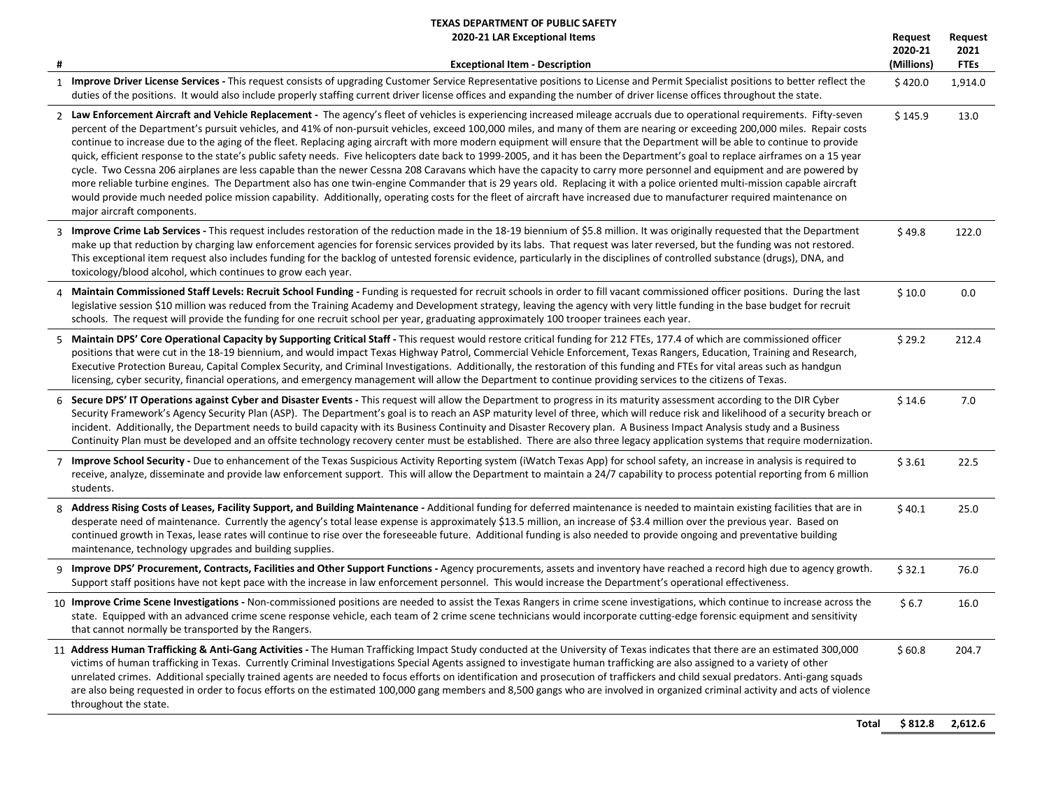**TEXAS DEPARTMENT OF PUBLIC SAFETY**

**2020-21 LAR Exceptional Items**

| # | Exceptional Item - Description | Request 2020-21 (Millions) | Request 2021 FTEs |
|---|---|---|---|
| 1 | **Improve Driver License Services -** This request consists of upgrading Customer Service Representative positions to License and Permit Specialist positions to better reflect the duties of the positions. It would also include properly staffing current driver license offices and expanding the number of driver license offices throughout the state. | $ 420.0 | 1,914.0 |
| 2 | **Law Enforcement Aircraft and Vehicle Replacement -** The agency's fleet of vehicles is experiencing increased mileage accruals due to operational requirements. Fifty-seven percent of the Department's pursuit vehicles, and 41% of non-pursuit vehicles, exceed 100,000 miles, and many of them are nearing or exceeding 200,000 miles. Repair costs continue to increase due to the aging of the fleet. Replacing aging aircraft with more modern equipment will ensure that the Department will be able to continue to provide quick, efficient response to the state's public safety needs. Five helicopters date back to 1999-2005, and it has been the Department's goal to replace airframes on a 15 year cycle. Two Cessna 206 airplanes are less capable than the newer Cessna 208 Caravans which have the capacity to carry more personnel and equipment and are powered by more reliable turbine engines. The Department also has one twin-engine Commander that is 29 years old. Replacing it with a police oriented multi-mission capable aircraft would provide much needed police mission capability. Additionally, operating costs for the fleet of aircraft have increased due to manufacturer required maintenance on major aircraft components. | $ 145.9 | 13.0 |
| 3 | **Improve Crime Lab Services -** This request includes restoration of the reduction made in the 18-19 biennium of $5.8 million. It was originally requested that the Department make up that reduction by charging law enforcement agencies for forensic services provided by its labs. That request was later reversed, but the funding was not restored. This exceptional item request also includes funding for the backlog of untested forensic evidence, particularly in the disciplines of controlled substance (drugs), DNA, and toxicology/blood alcohol, which continues to grow each year. | $ 49.8 | 122.0 |
| 4 | **Maintain Commissioned Staff Levels: Recruit School Funding -** Funding is requested for recruit schools in order to fill vacant commissioned officer positions. During the last legislative session $10 million was reduced from the Training Academy and Development strategy, leaving the agency with very little funding in the base budget for recruit schools. The request will provide the funding for one recruit school per year, graduating approximately 100 trooper trainees each year. | $ 10.0 | 0.0 |
| 5 | **Maintain DPS' Core Operational Capacity by Supporting Critical Staff -** This request would restore critical funding for 212 FTEs, 177.4 of which are commissioned officer positions that were cut in the 18-19 biennium, and would impact Texas Highway Patrol, Commercial Vehicle Enforcement, Texas Rangers, Education, Training and Research, Executive Protection Bureau, Capital Complex Security, and Criminal Investigations. Additionally, the restoration of this funding and FTEs for vital areas such as handgun licensing, cyber security, financial operations, and emergency management will allow the Department to continue providing services to the citizens of Texas. | $ 29.2 | 212.4 |
| 6 | **Secure DPS' IT Operations against Cyber and Disaster Events -** This request will allow the Department to progress in its maturity assessment according to the DIR Cyber Security Framework's Agency Security Plan (ASP). The Department's goal is to reach an ASP maturity level of three, which will reduce risk and likelihood of a security breach or incident. Additionally, the Department needs to build capacity with its Business Continuity and Disaster Recovery plan. A Business Impact Analysis study and a Business Continuity Plan must be developed and an offsite technology recovery center must be established. There are also three legacy application systems that require modernization. | $ 14.6 | 7.0 |
| 7 | **Improve School Security -** Due to enhancement of the Texas Suspicious Activity Reporting system (iWatch Texas App) for school safety, an increase in analysis is required to receive, analyze, disseminate and provide law enforcement support. This will allow the Department to maintain a 24/7 capability to process potential reporting from 6 million students. | $ 3.61 | 22.5 |
| 8 | **Address Rising Costs of Leases, Facility Support, and Building Maintenance -** Additional funding for deferred maintenance is needed to maintain existing facilities that are in desperate need of maintenance. Currently the agency's total lease expense is approximately $13.5 million, an increase of $3.4 million over the previous year. Based on continued growth in Texas, lease rates will continue to rise over the foreseeable future. Additional funding is also needed to provide ongoing and preventative building maintenance, technology upgrades and building supplies. | $ 40.1 | 25.0 |
| 9 | **Improve DPS' Procurement, Contracts, Facilities and Other Support Functions -** Agency procurements, assets and inventory have reached a record high due to agency growth. Support staff positions have not kept pace with the increase in law enforcement personnel. This would increase the Department's operational effectiveness. | $ 32.1 | 76.0 |
| 10 | **Improve Crime Scene Investigations -** Non-commissioned positions are needed to assist the Texas Rangers in crime scene investigations, which continue to increase across the state. Equipped with an advanced crime scene response vehicle, each team of 2 crime scene technicians would incorporate cutting-edge forensic equipment and sensitivity that cannot normally be transported by the Rangers. | $ 6.7 | 16.0 |
| 11 | **Address Human Trafficking & Anti-Gang Activities -** The Human Trafficking Impact Study conducted at the University of Texas indicates that there are an estimated 300,000 victims of human trafficking in Texas. Currently Criminal Investigations Special Agents assigned to investigate human trafficking are also assigned to a variety of other unrelated crimes. Additional specially trained agents are needed to focus efforts on identification and prosecution of traffickers and child sexual predators. Anti-gang squads are also being requested in order to focus efforts on the estimated 100,000 gang members and 8,500 gangs who are involved in organized criminal activity and acts of violence throughout the state. | $ 60.8 | 204.7 |
| | **Total** | **$ 812.8** | **2,612.6** |